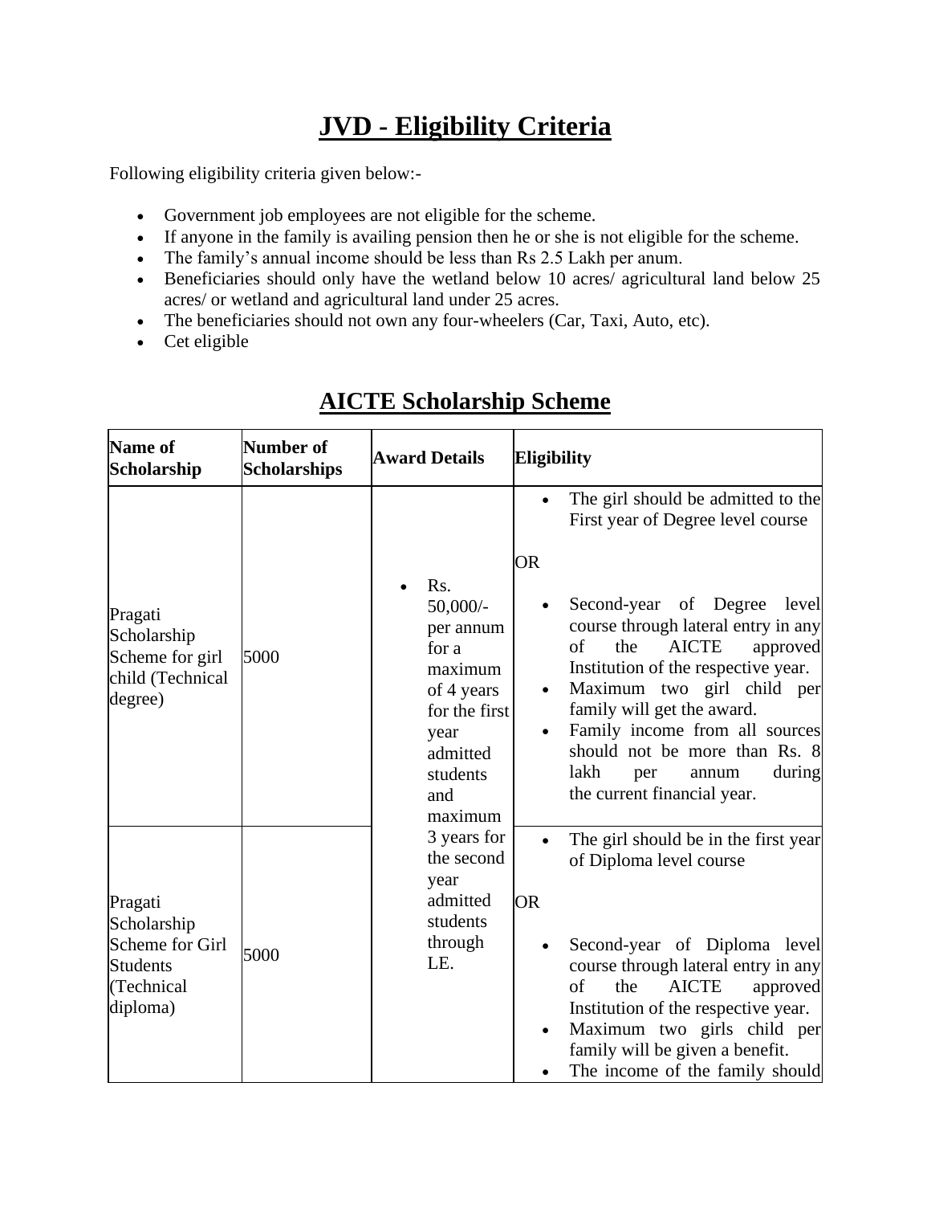# JVD - Eligibility Criteria

Following eligibility criteria given below:-

- Government job employees are not eligible for the scheme.
- If anyone in the family is availing pension then he or she is not eligible for the scheme.
- The family's annual income should be less than Rs 2.5 Lakh per anum.
- Beneficiaries should only have the wetland below 10 acres/ agricultural land below 25 acres/ or wetland and agricultural land under 25 acres.
- The beneficiaries should not own any four-wheelers (Car, Taxi, Auto, etc).
- Cet eligible

# AICTE Scholarship Scheme

| Name of Scholarship | Number of Scholarships | Award Details | Eligibility |
|---|---|---|---|
| Pragati Scholarship Scheme for girl child (Technical degree) | 5000 | • Rs. 50,000/- per annum for a maximum of 4 years for the first year admitted students and maximum 3 years for the second year admitted students through LE. | • The girl should be admitted to the First year of Degree level course<br>OR<br>• Second-year of Degree level course through lateral entry in any of the AICTE approved Institution of the respective year.<br>• Maximum two girl child per family will get the award.<br>• Family income from all sources should not be more than Rs. 8 lakh per annum during the current financial year. |
| Pragati Scholarship Scheme for Girl Students (Technical diploma) | 5000 | | • The girl should be in the first year of Diploma level course<br>OR<br>• Second-year of Diploma level course through lateral entry in any of the AICTE approved Institution of the respective year.<br>• Maximum two girls child per family will be given a benefit.<br>• The income of the family should |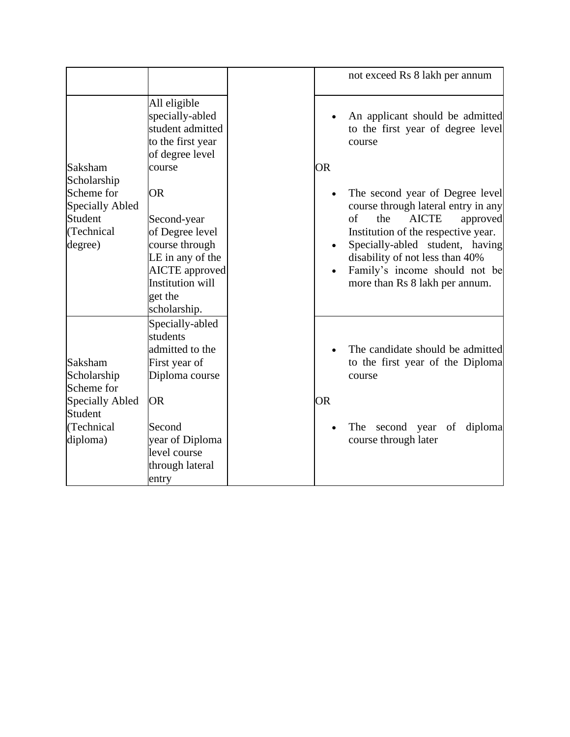|  |  |  |  |
|---|---|---|---|
|  |  |  | not exceed Rs 8 lakh per annum |
| Saksham Scholarship Scheme for Specially Abled Student (Technical degree) | All eligible specially-abled student admitted to the first year of degree level course<br><br>OR<br><br>Second-year of Degree level course through LE in any of the AICTE approved Institution will get the scholarship. |  | • An applicant should be admitted to the first year of degree level course<br><br>OR<br><br>• The second year of Degree level course through lateral entry in any of the AICTE approved Institution of the respective year.<br>• Specially-abled student, having disability of not less than 40%<br>• Family's income should not be more than Rs 8 lakh per annum. |
| Saksham Scholarship Scheme for Specially Abled Student (Technical diploma) | Specially-abled students admitted to the First year of Diploma course<br><br>OR<br><br>Second year of Diploma level course through lateral entry |  | • The candidate should be admitted to the first year of the Diploma course<br><br>OR<br><br>• The second year of diploma course through later |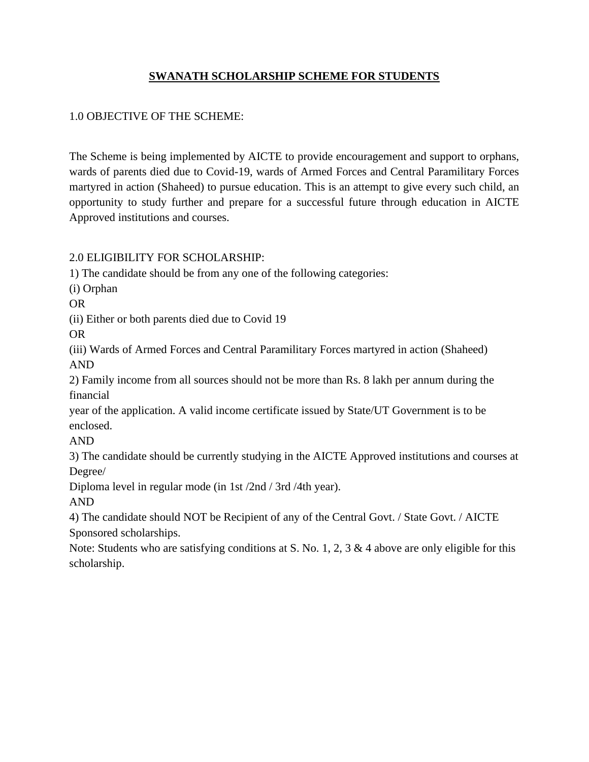# SWANATH SCHOLARSHIP SCHEME FOR STUDENTS

## 1.0 OBJECTIVE OF THE SCHEME:

The Scheme is being implemented by AICTE to provide encouragement and support to orphans, wards of parents died due to Covid-19, wards of Armed Forces and Central Paramilitary Forces martyred in action (Shaheed) to pursue education. This is an attempt to give every such child, an opportunity to study further and prepare for a successful future through education in AICTE Approved institutions and courses.

## 2.0 ELIGIBILITY FOR SCHOLARSHIP:

1) The candidate should be from any one of the following categories:

(i) Orphan

OR

(ii) Either or both parents died due to Covid 19

OR

(iii) Wards of Armed Forces and Central Paramilitary Forces martyred in action (Shaheed)

AND

2) Family income from all sources should not be more than Rs. 8 lakh per annum during the financial year of the application. A valid income certificate issued by State/UT Government is to be enclosed.

AND

3) The candidate should be currently studying in the AICTE Approved institutions and courses at Degree/ Diploma level in regular mode (in 1st /2nd / 3rd /4th year).

AND

4) The candidate should NOT be Recipient of any of the Central Govt. / State Govt. / AICTE Sponsored scholarships.

Note: Students who are satisfying conditions at S. No. 1, 2, 3 & 4 above are only eligible for this scholarship.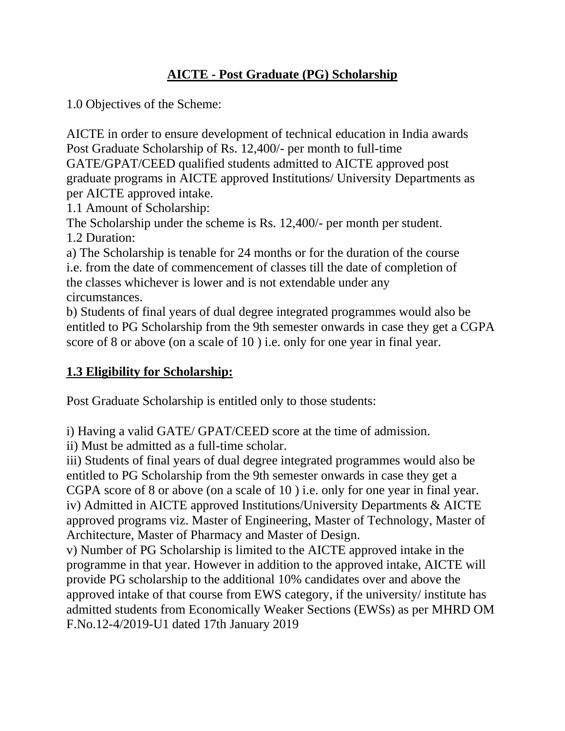# AICTE - Post Graduate (PG) Scholarship

1.0 Objectives of the Scheme:

AICTE in order to ensure development of technical education in India awards Post Graduate Scholarship of Rs. 12,400/- per month to full-time GATE/GPAT/CEED qualified students admitted to AICTE approved post graduate programs in AICTE approved Institutions/ University Departments as per AICTE approved intake.

1.1 Amount of Scholarship:

The Scholarship under the scheme is Rs. 12,400/- per month per student.

1.2 Duration:

a) The Scholarship is tenable for 24 months or for the duration of the course i.e. from the date of commencement of classes till the date of completion of the classes whichever is lower and is not extendable under any circumstances.

b) Students of final years of dual degree integrated programmes would also be entitled to PG Scholarship from the 9th semester onwards in case they get a CGPA score of 8 or above (on a scale of 10 ) i.e. only for one year in final year.

## 1.3 Eligibility for Scholarship:

Post Graduate Scholarship is entitled only to those students:

i) Having a valid GATE/ GPAT/CEED score at the time of admission.

ii) Must be admitted as a full-time scholar.

iii) Students of final years of dual degree integrated programmes would also be entitled to PG Scholarship from the 9th semester onwards in case they get a CGPA score of 8 or above (on a scale of 10 ) i.e. only for one year in final year.

iv) Admitted in AICTE approved Institutions/University Departments & AICTE approved programs viz. Master of Engineering, Master of Technology, Master of Architecture, Master of Pharmacy and Master of Design.

v) Number of PG Scholarship is limited to the AICTE approved intake in the programme in that year. However in addition to the approved intake, AICTE will provide PG scholarship to the additional 10% candidates over and above the approved intake of that course from EWS category, if the university/ institute has admitted students from Economically Weaker Sections (EWSs) as per MHRD OM F.No.12-4/2019-U1 dated 17th January 2019